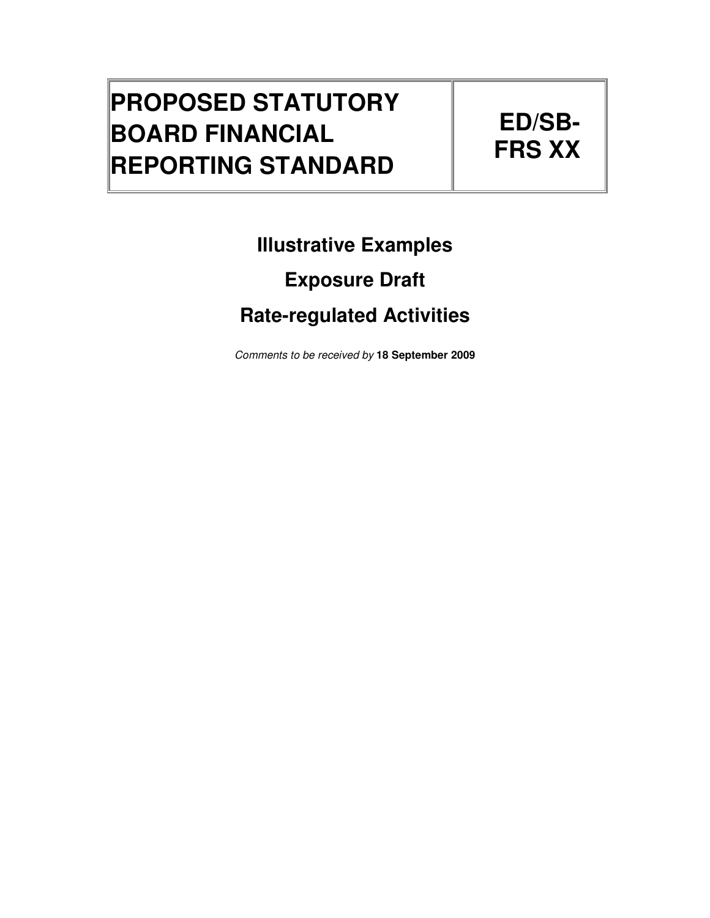| PROPOSED STATUTORY BOARD FINANCIAL REPORTING STANDARD | ED/SB-FRS XX |
| --- | --- |

## Illustrative Examples

## Exposure Draft

## Rate-regulated Activities

*Comments to be received by* **18 September 2009**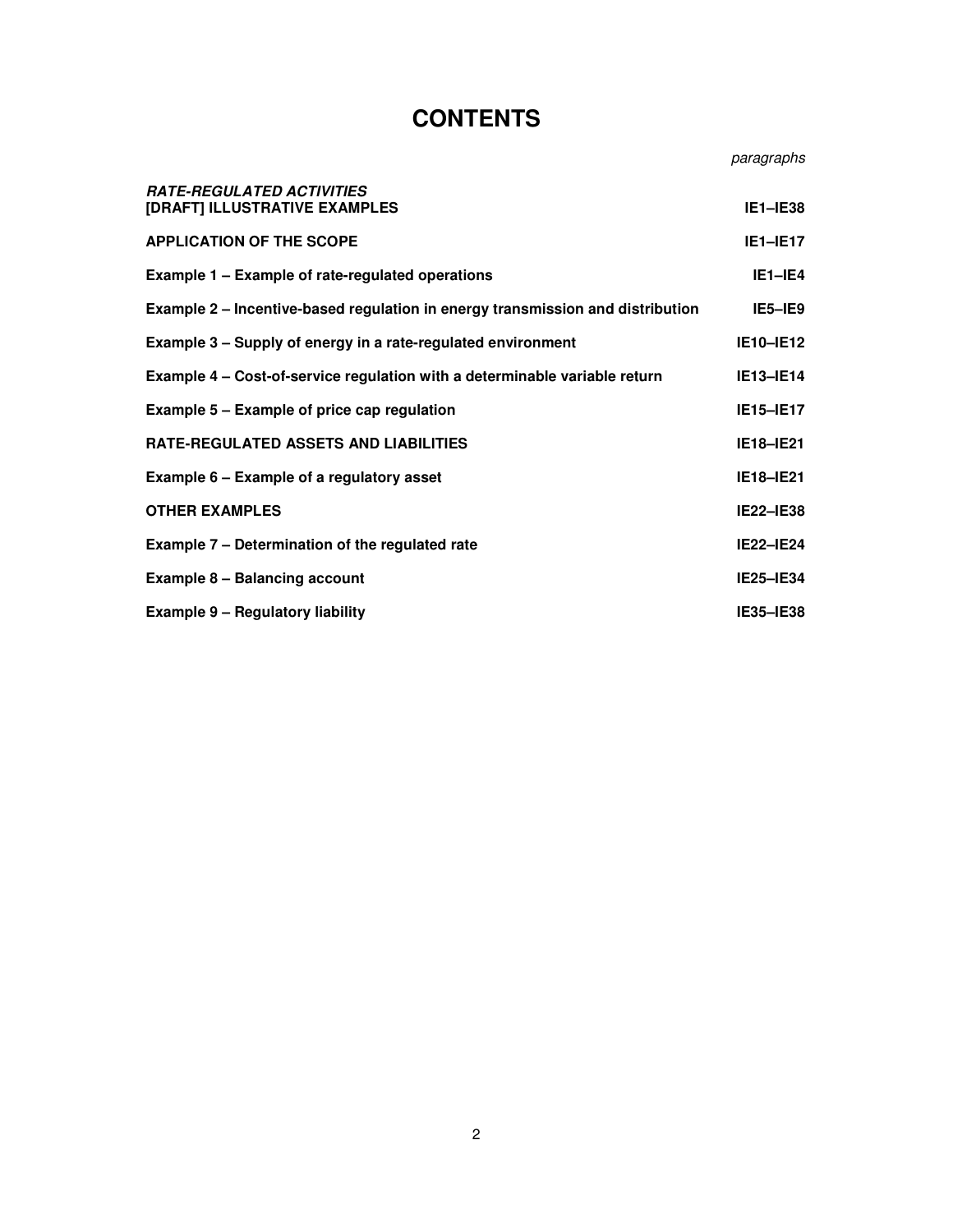# CONTENTS

| | *paragraphs* |
|---|---|
| ***RATE-REGULATED ACTIVITIES*** **[DRAFT] ILLUSTRATIVE EXAMPLES** | **IE1–IE38** |
| **APPLICATION OF THE SCOPE** | **IE1–IE17** |
| **Example 1 – Example of rate-regulated operations** | **IE1–IE4** |
| **Example 2 – Incentive-based regulation in energy transmission and distribution** | **IE5–IE9** |
| **Example 3 – Supply of energy in a rate-regulated environment** | **IE10–IE12** |
| **Example 4 – Cost-of-service regulation with a determinable variable return** | **IE13–IE14** |
| **Example 5 – Example of price cap regulation** | **IE15–IE17** |
| **RATE-REGULATED ASSETS AND LIABILITIES** | **IE18–IE21** |
| **Example 6 – Example of a regulatory asset** | **IE18–IE21** |
| **OTHER EXAMPLES** | **IE22–IE38** |
| **Example 7 – Determination of the regulated rate** | **IE22–IE24** |
| **Example 8 – Balancing account** | **IE25–IE34** |
| **Example 9 – Regulatory liability** | **IE35–IE38** |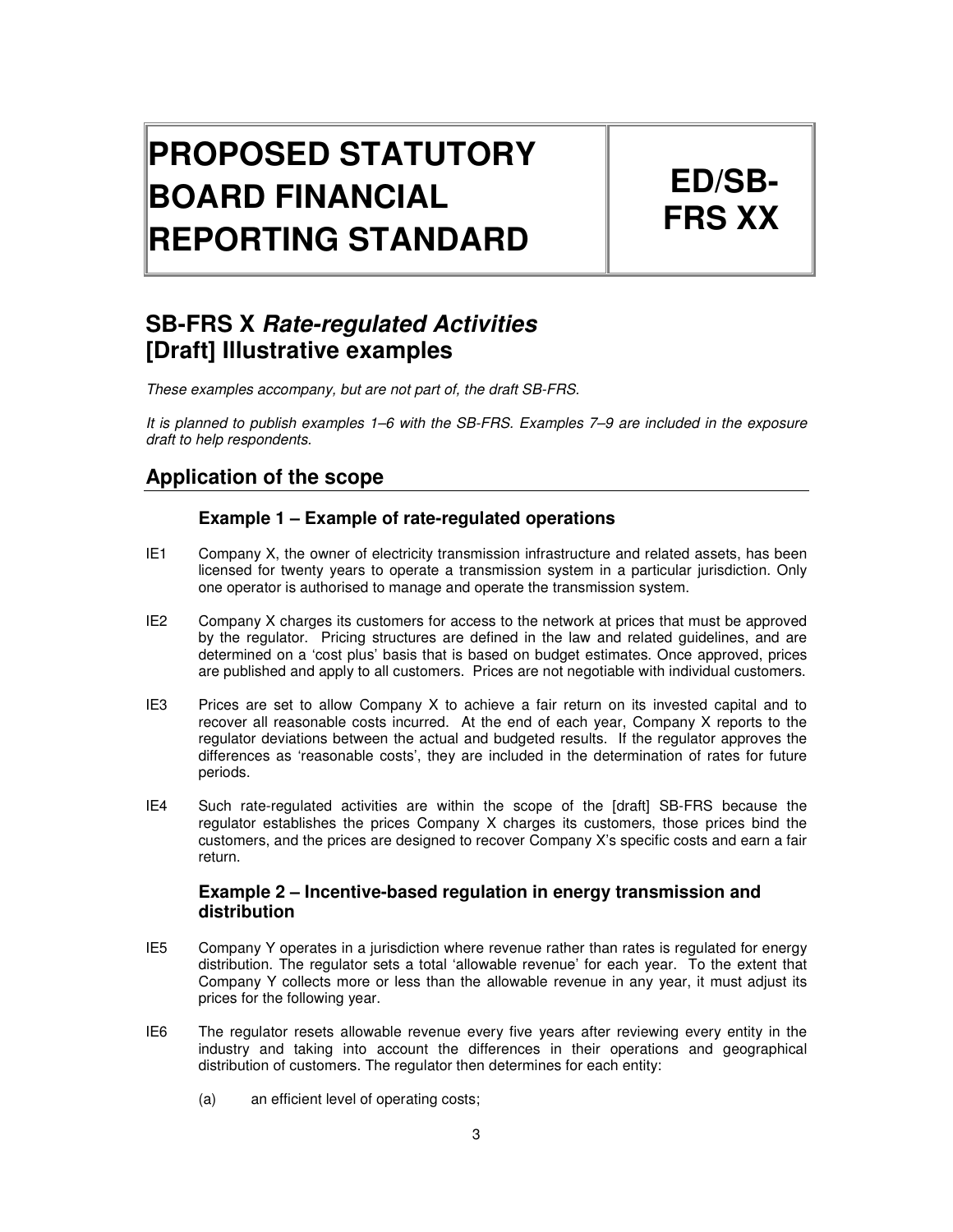| PROPOSED STATUTORY BOARD FINANCIAL REPORTING STANDARD | ED/SB-FRS XX |
|---|---|

## SB-FRS X *Rate-regulated Activities* [Draft] Illustrative examples

*These examples accompany, but are not part of, the draft SB-FRS.*

*It is planned to publish examples 1–6 with the SB-FRS. Examples 7–9 are included in the exposure draft to help respondents.*

## Application of the scope

### Example 1 – Example of rate-regulated operations

IE1 Company X, the owner of electricity transmission infrastructure and related assets, has been licensed for twenty years to operate a transmission system in a particular jurisdiction. Only one operator is authorised to manage and operate the transmission system.

IE2 Company X charges its customers for access to the network at prices that must be approved by the regulator. Pricing structures are defined in the law and related guidelines, and are determined on a 'cost plus' basis that is based on budget estimates. Once approved, prices are published and apply to all customers. Prices are not negotiable with individual customers.

IE3 Prices are set to allow Company X to achieve a fair return on its invested capital and to recover all reasonable costs incurred. At the end of each year, Company X reports to the regulator deviations between the actual and budgeted results. If the regulator approves the differences as 'reasonable costs', they are included in the determination of rates for future periods.

IE4 Such rate-regulated activities are within the scope of the [draft] SB-FRS because the regulator establishes the prices Company X charges its customers, those prices bind the customers, and the prices are designed to recover Company X's specific costs and earn a fair return.

### Example 2 – Incentive-based regulation in energy transmission and distribution

IE5 Company Y operates in a jurisdiction where revenue rather than rates is regulated for energy distribution. The regulator sets a total 'allowable revenue' for each year. To the extent that Company Y collects more or less than the allowable revenue in any year, it must adjust its prices for the following year.

IE6 The regulator resets allowable revenue every five years after reviewing every entity in the industry and taking into account the differences in their operations and geographical distribution of customers. The regulator then determines for each entity:

(a) an efficient level of operating costs;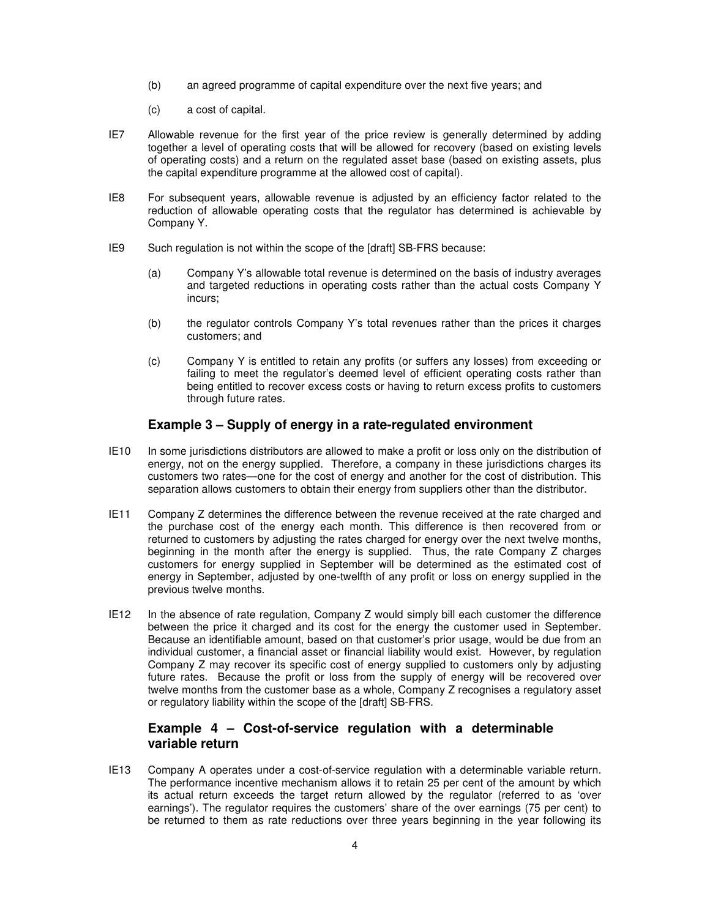(b) an agreed programme of capital expenditure over the next five years; and

(c) a cost of capital.

IE7 Allowable revenue for the first year of the price review is generally determined by adding together a level of operating costs that will be allowed for recovery (based on existing levels of operating costs) and a return on the regulated asset base (based on existing assets, plus the capital expenditure programme at the allowed cost of capital).

IE8 For subsequent years, allowable revenue is adjusted by an efficiency factor related to the reduction of allowable operating costs that the regulator has determined is achievable by Company Y.

IE9 Such regulation is not within the scope of the [draft] SB-FRS because:

(a) Company Y's allowable total revenue is determined on the basis of industry averages and targeted reductions in operating costs rather than the actual costs Company Y incurs;

(b) the regulator controls Company Y's total revenues rather than the prices it charges customers; and

(c) Company Y is entitled to retain any profits (or suffers any losses) from exceeding or failing to meet the regulator's deemed level of efficient operating costs rather than being entitled to recover excess costs or having to return excess profits to customers through future rates.

### Example 3 – Supply of energy in a rate-regulated environment

IE10 In some jurisdictions distributors are allowed to make a profit or loss only on the distribution of energy, not on the energy supplied. Therefore, a company in these jurisdictions charges its customers two rates—one for the cost of energy and another for the cost of distribution. This separation allows customers to obtain their energy from suppliers other than the distributor.

IE11 Company Z determines the difference between the revenue received at the rate charged and the purchase cost of the energy each month. This difference is then recovered from or returned to customers by adjusting the rates charged for energy over the next twelve months, beginning in the month after the energy is supplied. Thus, the rate Company Z charges customers for energy supplied in September will be determined as the estimated cost of energy in September, adjusted by one-twelfth of any profit or loss on energy supplied in the previous twelve months.

IE12 In the absence of rate regulation, Company Z would simply bill each customer the difference between the price it charged and its cost for the energy the customer used in September. Because an identifiable amount, based on that customer's prior usage, would be due from an individual customer, a financial asset or financial liability would exist. However, by regulation Company Z may recover its specific cost of energy supplied to customers only by adjusting future rates. Because the profit or loss from the supply of energy will be recovered over twelve months from the customer base as a whole, Company Z recognises a regulatory asset or regulatory liability within the scope of the [draft] SB-FRS.

### Example 4 – Cost-of-service regulation with a determinable variable return

IE13 Company A operates under a cost-of-service regulation with a determinable variable return. The performance incentive mechanism allows it to retain 25 per cent of the amount by which its actual return exceeds the target return allowed by the regulator (referred to as 'over earnings'). The regulator requires the customers' share of the over earnings (75 per cent) to be returned to them as rate reductions over three years beginning in the year following its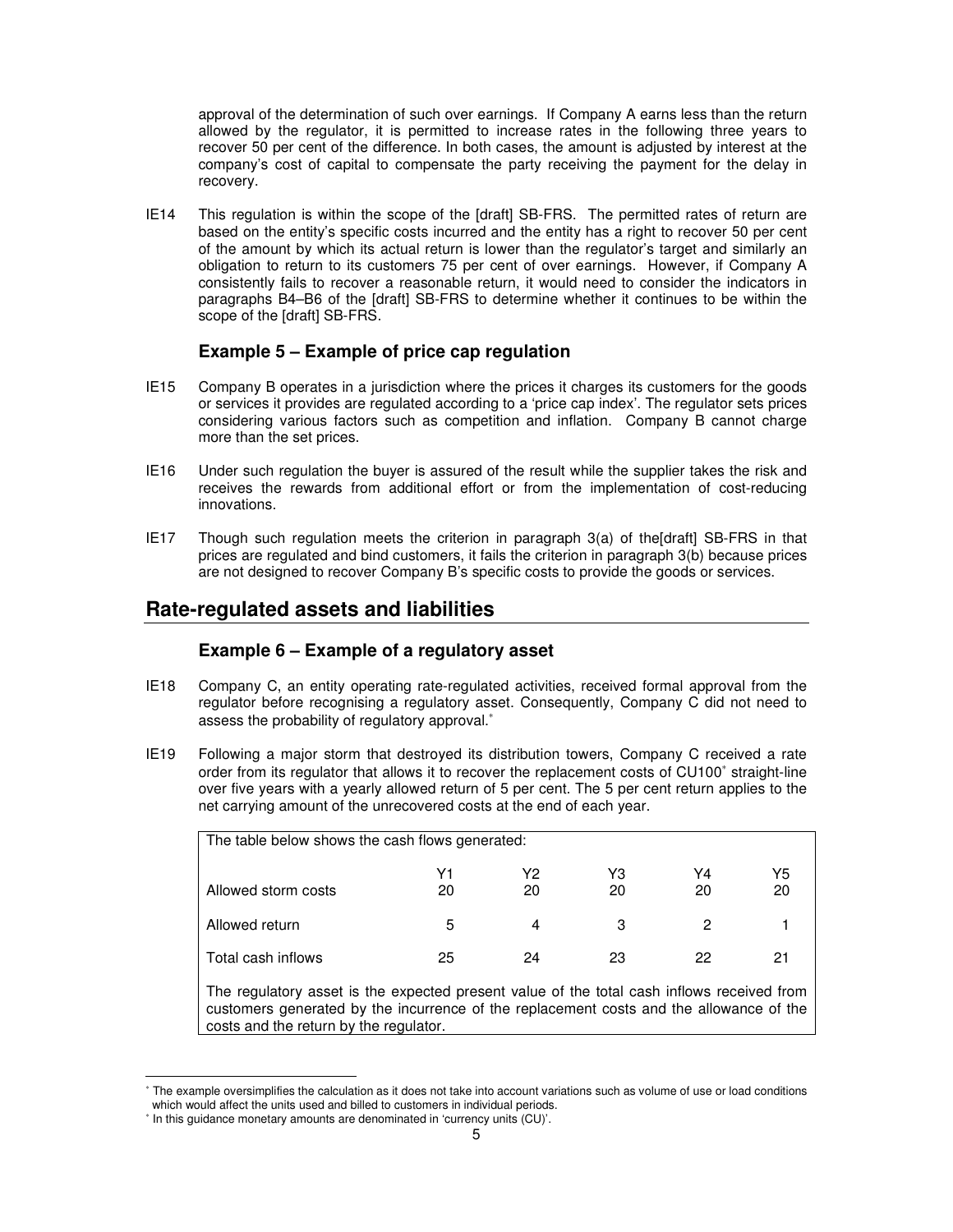approval of the determination of such over earnings. If Company A earns less than the return allowed by the regulator, it is permitted to increase rates in the following three years to recover 50 per cent of the difference. In both cases, the amount is adjusted by interest at the company's cost of capital to compensate the party receiving the payment for the delay in recovery.

IE14 This regulation is within the scope of the [draft] SB-FRS. The permitted rates of return are based on the entity's specific costs incurred and the entity has a right to recover 50 per cent of the amount by which its actual return is lower than the regulator's target and similarly an obligation to return to its customers 75 per cent of over earnings. However, if Company A consistently fails to recover a reasonable return, it would need to consider the indicators in paragraphs B4–B6 of the [draft] SB-FRS to determine whether it continues to be within the scope of the [draft] SB-FRS.

### Example 5 – Example of price cap regulation

IE15 Company B operates in a jurisdiction where the prices it charges its customers for the goods or services it provides are regulated according to a 'price cap index'. The regulator sets prices considering various factors such as competition and inflation. Company B cannot charge more than the set prices.

IE16 Under such regulation the buyer is assured of the result while the supplier takes the risk and receives the rewards from additional effort or from the implementation of cost-reducing innovations.

IE17 Though such regulation meets the criterion in paragraph 3(a) of the[draft] SB-FRS in that prices are regulated and bind customers, it fails the criterion in paragraph 3(b) because prices are not designed to recover Company B's specific costs to provide the goods or services.

## Rate-regulated assets and liabilities

### Example 6 – Example of a regulatory asset

IE18 Company C, an entity operating rate-regulated activities, received formal approval from the regulator before recognising a regulatory asset. Consequently, Company C did not need to assess the probability of regulatory approval.*

IE19 Following a major storm that destroyed its distribution towers, Company C received a rate order from its regulator that allows it to recover the replacement costs of CU100* straight-line over five years with a yearly allowed return of 5 per cent. The 5 per cent return applies to the net carrying amount of the unrecovered costs at the end of each year.

The table below shows the cash flows generated:

| | Y1 | Y2 | Y3 | Y4 | Y5 |
|---|---|---|---|---|---|
| Allowed storm costs | 20 | 20 | 20 | 20 | 20 |
| Allowed return | 5 | 4 | 3 | 2 | 1 |
| Total cash inflows | 25 | 24 | 23 | 22 | 21 |

The regulatory asset is the expected present value of the total cash inflows received from customers generated by the incurrence of the replacement costs and the allowance of the costs and the return by the regulator.

* The example oversimplifies the calculation as it does not take into account variations such as volume of use or load conditions which would affect the units used and billed to customers in individual periods.

* In this guidance monetary amounts are denominated in 'currency units (CU)'.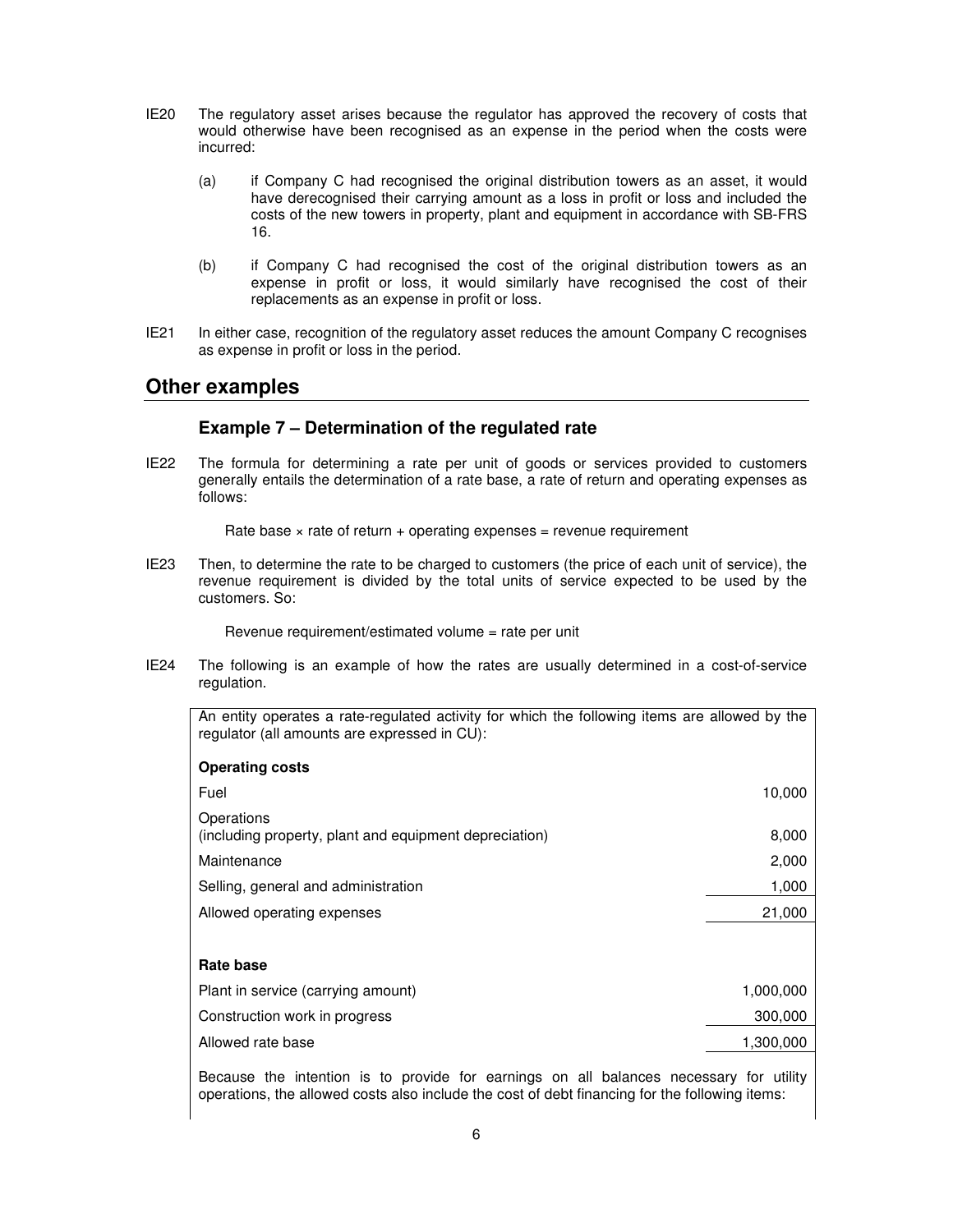IE20 The regulatory asset arises because the regulator has approved the recovery of costs that would otherwise have been recognised as an expense in the period when the costs were incurred:

(a) if Company C had recognised the original distribution towers as an asset, it would have derecognised their carrying amount as a loss in profit or loss and included the costs of the new towers in property, plant and equipment in accordance with SB-FRS 16.

(b) if Company C had recognised the cost of the original distribution towers as an expense in profit or loss, it would similarly have recognised the cost of their replacements as an expense in profit or loss.

IE21 In either case, recognition of the regulatory asset reduces the amount Company C recognises as expense in profit or loss in the period.

## Other examples

### Example 7 – Determination of the regulated rate

IE22 The formula for determining a rate per unit of goods or services provided to customers generally entails the determination of a rate base, a rate of return and operating expenses as follows:

Rate base × rate of return + operating expenses = revenue requirement

IE23 Then, to determine the rate to be charged to customers (the price of each unit of service), the revenue requirement is divided by the total units of service expected to be used by the customers. So:

Revenue requirement/estimated volume = rate per unit

IE24 The following is an example of how the rates are usually determined in a cost-of-service regulation.

An entity operates a rate-regulated activity for which the following items are allowed by the regulator (all amounts are expressed in CU):

| **Operating costs** | |
|---|---|
| Fuel | 10,000 |
| Operations (including property, plant and equipment depreciation) | 8,000 |
| Maintenance | 2,000 |
| Selling, general and administration | 1,000 |
| Allowed operating expenses | 21,000 |
| | |
| **Rate base** | |
| Plant in service (carrying amount) | 1,000,000 |
| Construction work in progress | 300,000 |
| Allowed rate base | 1,300,000 |

Because the intention is to provide for earnings on all balances necessary for utility operations, the allowed costs also include the cost of debt financing for the following items: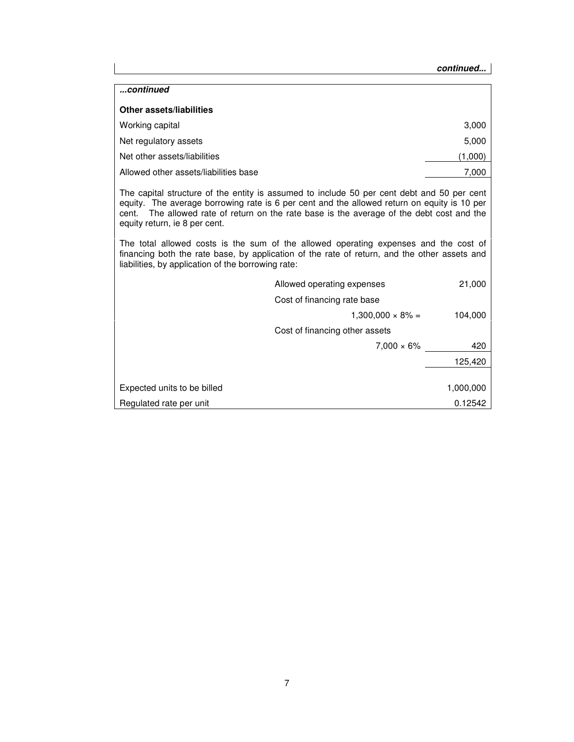***continued...***

***...continued***

**Other assets/liabilities**

| | |
|---|---:|
| Working capital | 3,000 |
| Net regulatory assets | 5,000 |
| Net other assets/liabilities | (1,000) |
| Allowed other assets/liabilities base | 7,000 |

The capital structure of the entity is assumed to include 50 per cent debt and 50 per cent equity. The average borrowing rate is 6 per cent and the allowed return on equity is 10 per cent. The allowed rate of return on the rate base is the average of the debt cost and the equity return, ie 8 per cent.

The total allowed costs is the sum of the allowed operating expenses and the cost of financing both the rate base, by application of the rate of return, and the other assets and liabilities, by application of the borrowing rate:

| | | |
|---|---|---:|
| | Allowed operating expenses | 21,000 |
| | Cost of financing rate base | |
| | $1,300,000 \times 8\% =$ | 104,000 |
| | Cost of financing other assets | |
| | $7,000 \times 6\%$ | 420 |
| | | 125,420 |
| | | |
| Expected units to be billed | | 1,000,000 |
| Regulated rate per unit | | 0.12542 |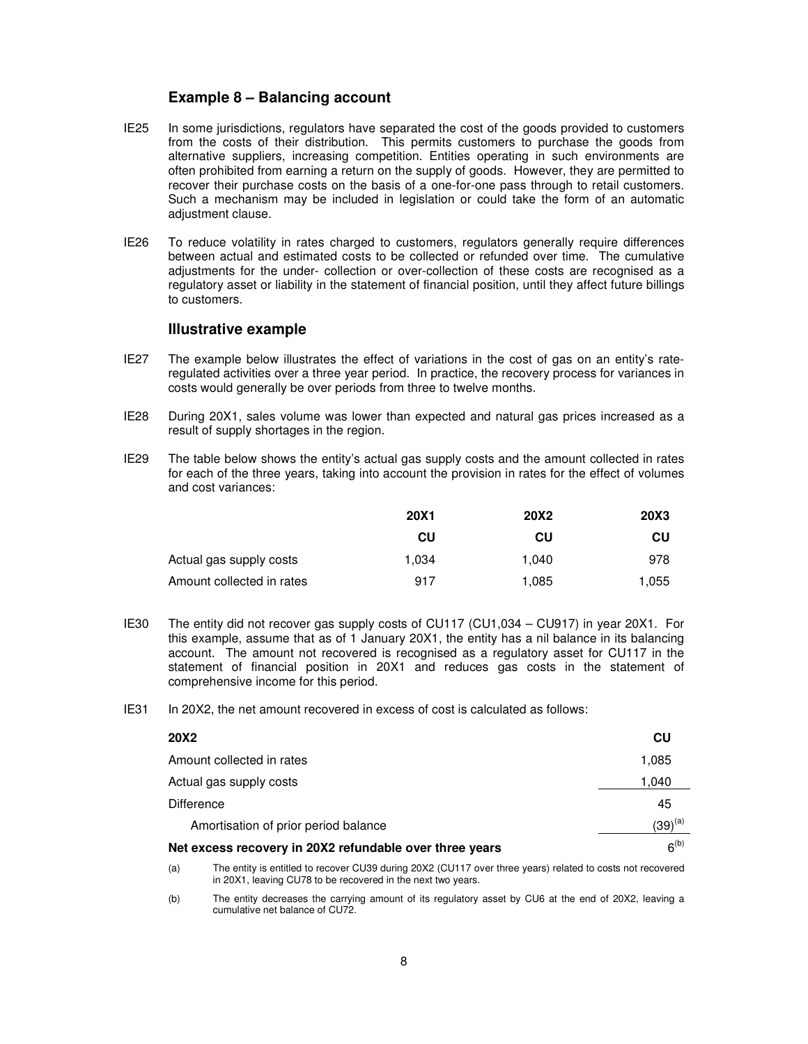### Example 8 – Balancing account

IE25 In some jurisdictions, regulators have separated the cost of the goods provided to customers from the costs of their distribution. This permits customers to purchase the goods from alternative suppliers, increasing competition. Entities operating in such environments are often prohibited from earning a return on the supply of goods. However, they are permitted to recover their purchase costs on the basis of a one-for-one pass through to retail customers. Such a mechanism may be included in legislation or could take the form of an automatic adjustment clause.

IE26 To reduce volatility in rates charged to customers, regulators generally require differences between actual and estimated costs to be collected or refunded over time. The cumulative adjustments for the under- collection or over-collection of these costs are recognised as a regulatory asset or liability in the statement of financial position, until they affect future billings to customers.

### Illustrative example

IE27 The example below illustrates the effect of variations in the cost of gas on an entity's rate-regulated activities over a three year period. In practice, the recovery process for variances in costs would generally be over periods from three to twelve months.

IE28 During 20X1, sales volume was lower than expected and natural gas prices increased as a result of supply shortages in the region.

IE29 The table below shows the entity's actual gas supply costs and the amount collected in rates for each of the three years, taking into account the provision in rates for the effect of volumes and cost variances:

| | 20X1 | 20X2 | 20X3 |
|---|---|---|---|
| | CU | CU | CU |
| Actual gas supply costs | 1,034 | 1,040 | 978 |
| Amount collected in rates | 917 | 1,085 | 1,055 |

IE30 The entity did not recover gas supply costs of CU117 (CU1,034 – CU917) in year 20X1. For this example, assume that as of 1 January 20X1, the entity has a nil balance in its balancing account. The amount not recovered is recognised as a regulatory asset for CU117 in the statement of financial position in 20X1 and reduces gas costs in the statement of comprehensive income for this period.

IE31 In 20X2, the net amount recovered in excess of cost is calculated as follows:

| 20X2 | CU |
|---|---|
| Amount collected in rates | 1,085 |
| Actual gas supply costs | 1,040 |
| Difference | 45 |
| Amortisation of prior period balance | (39)[(a)] |
| **Net excess recovery in 20X2 refundable over three years** | 6[(b)] |

(a) The entity is entitled to recover CU39 during 20X2 (CU117 over three years) related to costs not recovered in 20X1, leaving CU78 to be recovered in the next two years.

(b) The entity decreases the carrying amount of its regulatory asset by CU6 at the end of 20X2, leaving a cumulative net balance of CU72.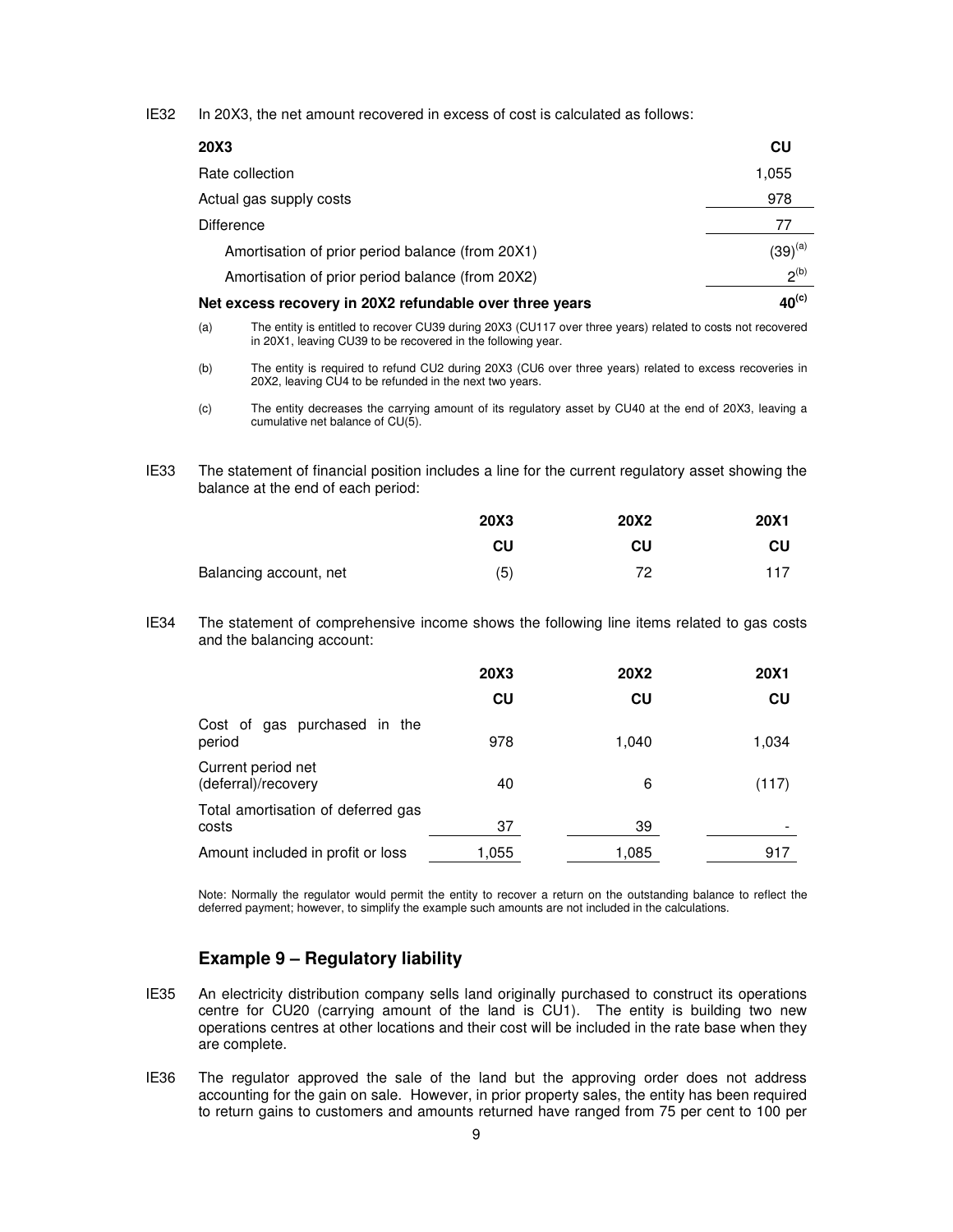IE32 In 20X3, the net amount recovered in excess of cost is calculated as follows:

| **20X3** | **CU** |
|---|---|
| Rate collection | 1,055 |
| Actual gas supply costs | 978 |
| Difference | 77 |
| Amortisation of prior period balance (from 20X1) | (39)[(a)] |
| Amortisation of prior period balance (from 20X2) | 2[(b)] |
| **Net excess recovery in 20X2 refundable over three years** | **40[(c)]** |

(a) The entity is entitled to recover CU39 during 20X3 (CU117 over three years) related to costs not recovered in 20X1, leaving CU39 to be recovered in the following year.

(b) The entity is required to refund CU2 during 20X3 (CU6 over three years) related to excess recoveries in 20X2, leaving CU4 to be refunded in the next two years.

(c) The entity decreases the carrying amount of its regulatory asset by CU40 at the end of 20X3, leaving a cumulative net balance of CU(5).

IE33 The statement of financial position includes a line for the current regulatory asset showing the balance at the end of each period:

| | **20X3** | **20X2** | **20X1** |
|---|---|---|---|
| | **CU** | **CU** | **CU** |
| Balancing account, net | (5) | 72 | 117 |

IE34 The statement of comprehensive income shows the following line items related to gas costs and the balancing account:

| | **20X3** | **20X2** | **20X1** |
|---|---|---|---|
| | **CU** | **CU** | **CU** |
| Cost of gas purchased in the period | 978 | 1,040 | 1,034 |
| Current period net (deferral)/recovery | 40 | 6 | (117) |
| Total amortisation of deferred gas costs | 37 | 39 | - |
| Amount included in profit or loss | 1,055 | 1,085 | 917 |

Note: Normally the regulator would permit the entity to recover a return on the outstanding balance to reflect the deferred payment; however, to simplify the example such amounts are not included in the calculations.

## Example 9 – Regulatory liability

IE35 An electricity distribution company sells land originally purchased to construct its operations centre for CU20 (carrying amount of the land is CU1). The entity is building two new operations centres at other locations and their cost will be included in the rate base when they are complete.

IE36 The regulator approved the sale of the land but the approving order does not address accounting for the gain on sale. However, in prior property sales, the entity has been required to return gains to customers and amounts returned have ranged from 75 per cent to 100 per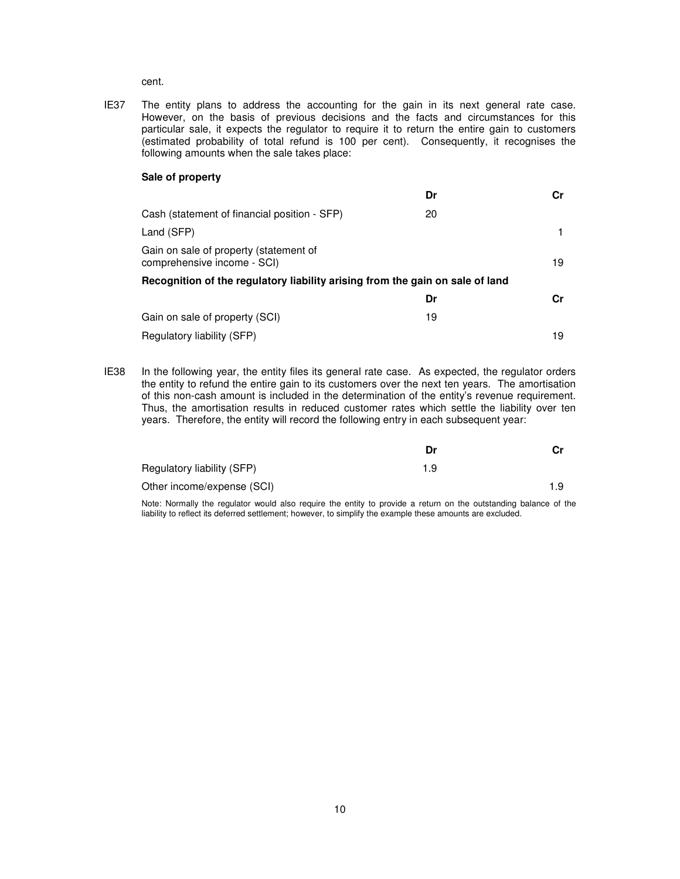cent.

IE37 The entity plans to address the accounting for the gain in its next general rate case. However, on the basis of previous decisions and the facts and circumstances for this particular sale, it expects the regulator to require it to return the entire gain to customers (estimated probability of total refund is 100 per cent). Consequently, it recognises the following amounts when the sale takes place:

**Sale of property**

| | Dr | Cr |
|---|---|---|
| Cash (statement of financial position - SFP) | 20 | |
| Land (SFP) | | 1 |
| Gain on sale of property (statement of comprehensive income - SCI) | | 19 |

**Recognition of the regulatory liability arising from the gain on sale of land**

| | Dr | Cr |
|---|---|---|
| Gain on sale of property (SCI) | 19 | |
| Regulatory liability (SFP) | | 19 |

IE38 In the following year, the entity files its general rate case. As expected, the regulator orders the entity to refund the entire gain to its customers over the next ten years. The amortisation of this non-cash amount is included in the determination of the entity's revenue requirement. Thus, the amortisation results in reduced customer rates which settle the liability over ten years. Therefore, the entity will record the following entry in each subsequent year:

| | Dr | Cr |
|---|---|---|
| Regulatory liability (SFP) | 1.9 | |
| Other income/expense (SCI) | | 1.9 |

Note: Normally the regulator would also require the entity to provide a return on the outstanding balance of the liability to reflect its deferred settlement; however, to simplify the example these amounts are excluded.